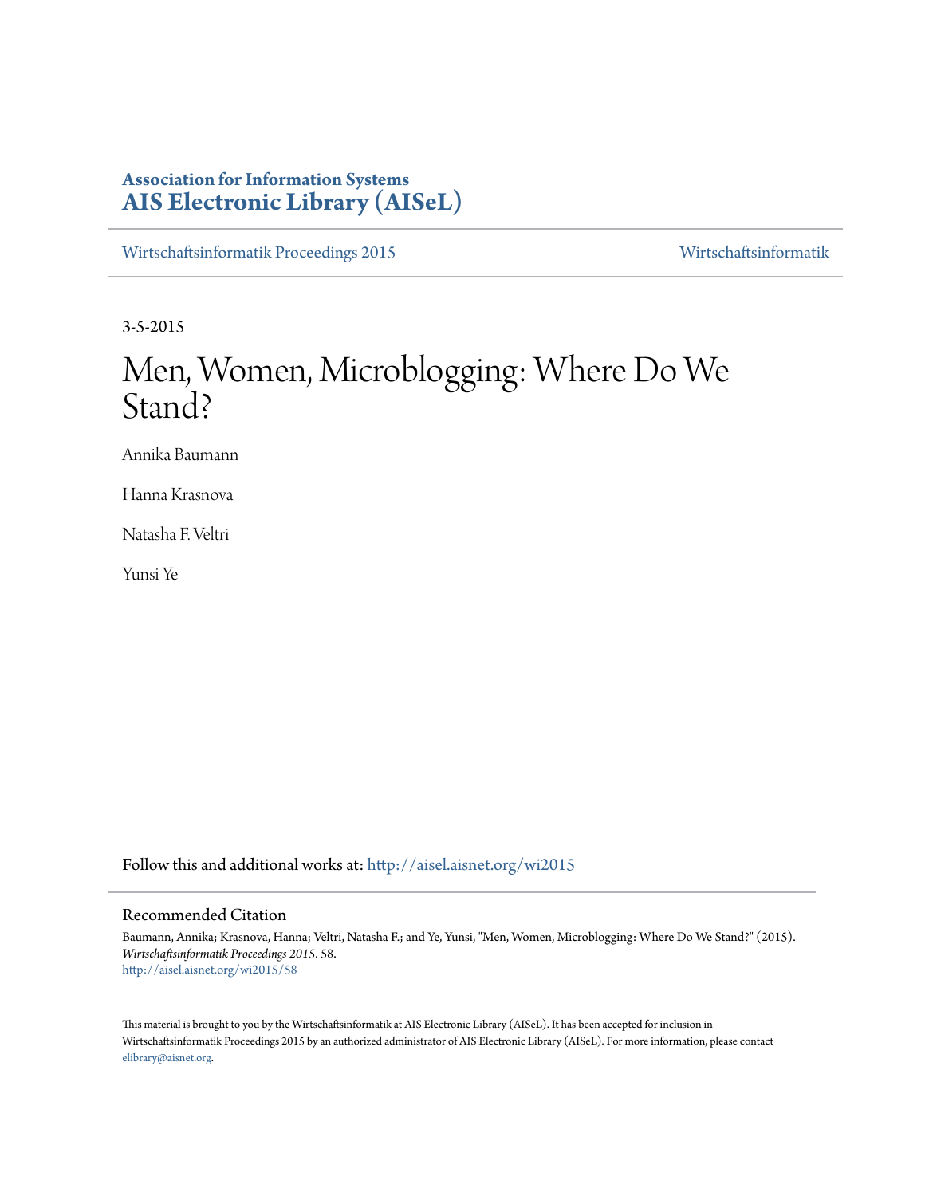# Association for Information Systems
# AIS Electronic Library (AISeL)

Wirtschaftsinformatik Proceedings 2015 | Wirtschaftsinformatik

3-5-2015

# Men, Women, Microblogging: Where Do We Stand?

Annika Baumann

Hanna Krasnova

Natasha F. Veltri

Yunsi Ye

Follow this and additional works at: http://aisel.aisnet.org/wi2015

## Recommended Citation

Baumann, Annika; Krasnova, Hanna; Veltri, Natasha F.; and Ye, Yunsi, "Men, Women, Microblogging: Where Do We Stand?" (2015). *Wirtschaftsinformatik Proceedings 2015*. 58.
http://aisel.aisnet.org/wi2015/58

This material is brought to you by the Wirtschaftsinformatik at AIS Electronic Library (AISeL). It has been accepted for inclusion in Wirtschaftsinformatik Proceedings 2015 by an authorized administrator of AIS Electronic Library (AISeL). For more information, please contact elibrary@aisnet.org.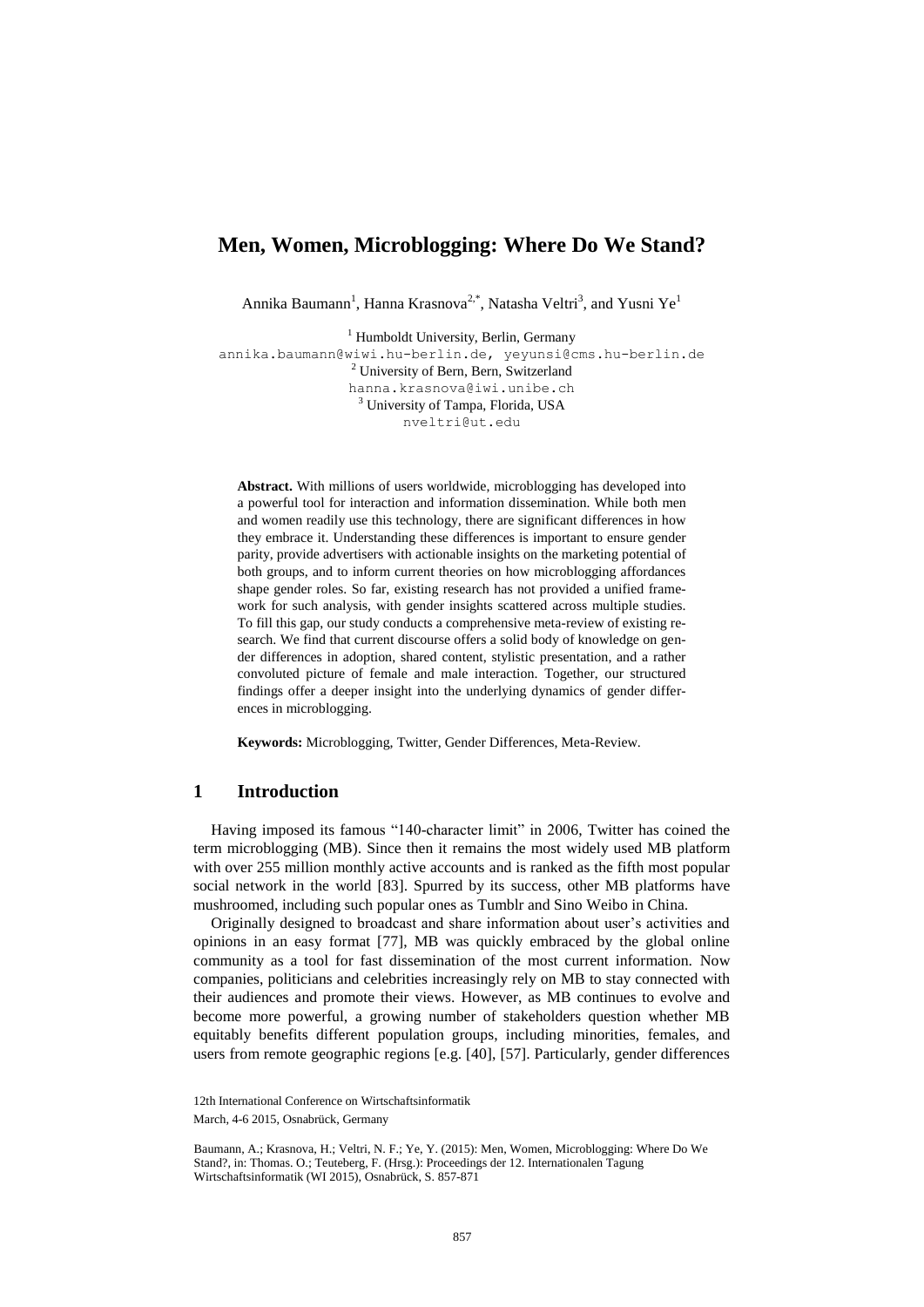# Men, Women, Microblogging: Where Do We Stand?

Annika Baumann[1], Hanna Krasnova[2,*], Natasha Veltri[3], and Yusni Ye[1]

[1] Humboldt University, Berlin, Germany
annika.baumann@wiwi.hu-berlin.de, yeyunsi@cms.hu-berlin.de
[2] University of Bern, Bern, Switzerland
hanna.krasnova@iwi.unibe.ch
[3] University of Tampa, Florida, USA
nveltri@ut.edu

**Abstract.** With millions of users worldwide, microblogging has developed into a powerful tool for interaction and information dissemination. While both men and women readily use this technology, there are significant differences in how they embrace it. Understanding these differences is important to ensure gender parity, provide advertisers with actionable insights on the marketing potential of both groups, and to inform current theories on how microblogging affordances shape gender roles. So far, existing research has not provided a unified framework for such analysis, with gender insights scattered across multiple studies. To fill this gap, our study conducts a comprehensive meta-review of existing research. We find that current discourse offers a solid body of knowledge on gender differences in adoption, shared content, stylistic presentation, and a rather convoluted picture of female and male interaction. Together, our structured findings offer a deeper insight into the underlying dynamics of gender differences in microblogging.

**Keywords:** Microblogging, Twitter, Gender Differences, Meta-Review.

## 1 Introduction

Having imposed its famous "140-character limit" in 2006, Twitter has coined the term microblogging (MB). Since then it remains the most widely used MB platform with over 255 million monthly active accounts and is ranked as the fifth most popular social network in the world [83]. Spurred by its success, other MB platforms have mushroomed, including such popular ones as Tumblr and Sino Weibo in China.

Originally designed to broadcast and share information about user's activities and opinions in an easy format [77], MB was quickly embraced by the global online community as a tool for fast dissemination of the most current information. Now companies, politicians and celebrities increasingly rely on MB to stay connected with their audiences and promote their views. However, as MB continues to evolve and become more powerful, a growing number of stakeholders question whether MB equitably benefits different population groups, including minorities, females, and users from remote geographic regions [e.g. [40], [57]. Particularly, gender differences

12th International Conference on Wirtschaftsinformatik
March, 4-6 2015, Osnabrück, Germany

Baumann, A.; Krasnova, H.; Veltri, N. F.; Ye, Y. (2015): Men, Women, Microblogging: Where Do We Stand?, in: Thomas. O.; Teuteberg, F. (Hrsg.): Proceedings der 12. Internationalen Tagung Wirtschaftsinformatik (WI 2015), Osnabrück, S. 857-871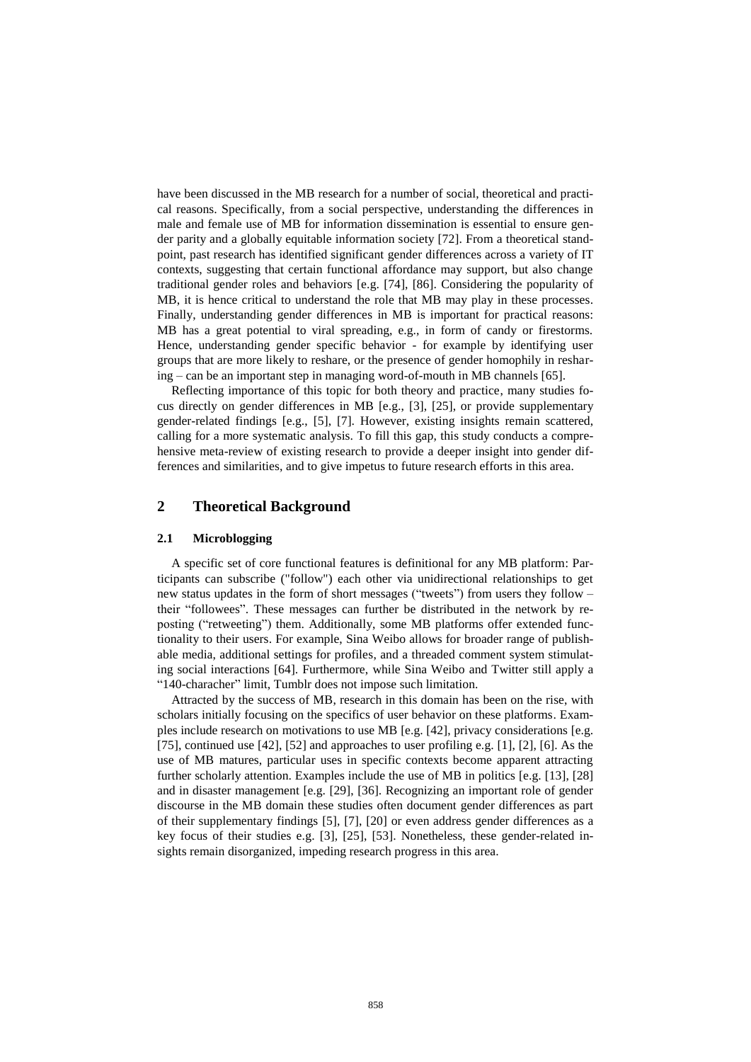have been discussed in the MB research for a number of social, theoretical and practical reasons. Specifically, from a social perspective, understanding the differences in male and female use of MB for information dissemination is essential to ensure gender parity and a globally equitable information society [72]. From a theoretical standpoint, past research has identified significant gender differences across a variety of IT contexts, suggesting that certain functional affordance may support, but also change traditional gender roles and behaviors [e.g. [74], [86]. Considering the popularity of MB, it is hence critical to understand the role that MB may play in these processes. Finally, understanding gender differences in MB is important for practical reasons: MB has a great potential to viral spreading, e.g., in form of candy or firestorms. Hence, understanding gender specific behavior - for example by identifying user groups that are more likely to reshare, or the presence of gender homophily in resharing – can be an important step in managing word-of-mouth in MB channels [65].

Reflecting importance of this topic for both theory and practice, many studies focus directly on gender differences in MB [e.g., [3], [25], or provide supplementary gender-related findings [e.g., [5], [7]. However, existing insights remain scattered, calling for a more systematic analysis. To fill this gap, this study conducts a comprehensive meta-review of existing research to provide a deeper insight into gender differences and similarities, and to give impetus to future research efforts in this area.

## 2 Theoretical Background

### 2.1 Microblogging

A specific set of core functional features is definitional for any MB platform: Participants can subscribe ("follow") each other via unidirectional relationships to get new status updates in the form of short messages ("tweets") from users they follow – their "followees". These messages can further be distributed in the network by reposting ("retweeting") them. Additionally, some MB platforms offer extended functionality to their users. For example, Sina Weibo allows for broader range of publishable media, additional settings for profiles, and a threaded comment system stimulating social interactions [64]. Furthermore, while Sina Weibo and Twitter still apply a "140-characher" limit, Tumblr does not impose such limitation.

Attracted by the success of MB, research in this domain has been on the rise, with scholars initially focusing on the specifics of user behavior on these platforms. Examples include research on motivations to use MB [e.g. [42], privacy considerations [e.g. [75], continued use [42], [52] and approaches to user profiling e.g. [1], [2], [6]. As the use of MB matures, particular uses in specific contexts become apparent attracting further scholarly attention. Examples include the use of MB in politics [e.g. [13], [28] and in disaster management [e.g. [29], [36]. Recognizing an important role of gender discourse in the MB domain these studies often document gender differences as part of their supplementary findings [5], [7], [20] or even address gender differences as a key focus of their studies e.g. [3], [25], [53]. Nonetheless, these gender-related insights remain disorganized, impeding research progress in this area.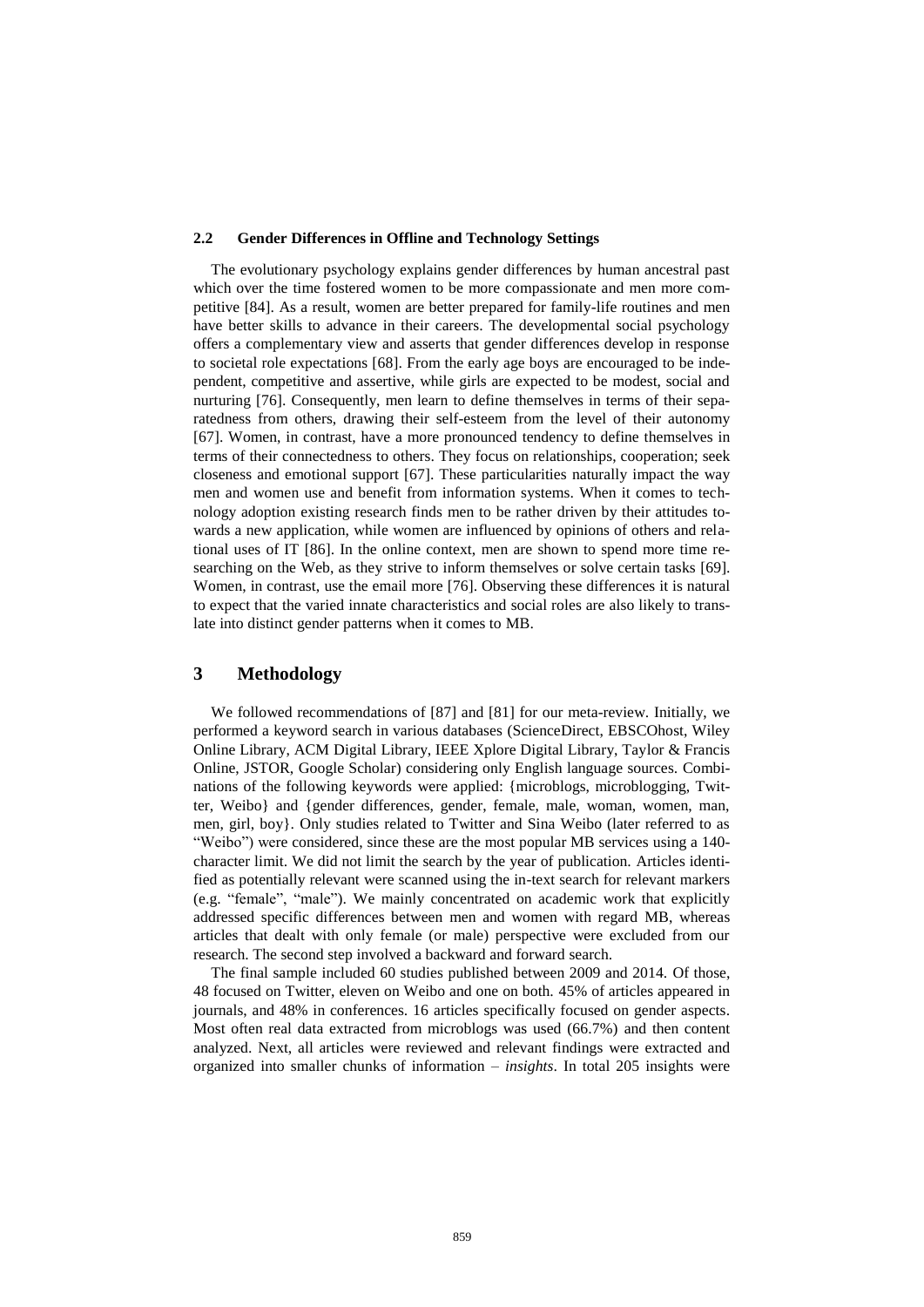### 2.2 Gender Differences in Offline and Technology Settings

The evolutionary psychology explains gender differences by human ancestral past which over the time fostered women to be more compassionate and men more competitive [84]. As a result, women are better prepared for family-life routines and men have better skills to advance in their careers. The developmental social psychology offers a complementary view and asserts that gender differences develop in response to societal role expectations [68]. From the early age boys are encouraged to be independent, competitive and assertive, while girls are expected to be modest, social and nurturing [76]. Consequently, men learn to define themselves in terms of their separatedness from others, drawing their self-esteem from the level of their autonomy [67]. Women, in contrast, have a more pronounced tendency to define themselves in terms of their connectedness to others. They focus on relationships, cooperation; seek closeness and emotional support [67]. These particularities naturally impact the way men and women use and benefit from information systems. When it comes to technology adoption existing research finds men to be rather driven by their attitudes towards a new application, while women are influenced by opinions of others and relational uses of IT [86]. In the online context, men are shown to spend more time researching on the Web, as they strive to inform themselves or solve certain tasks [69]. Women, in contrast, use the email more [76]. Observing these differences it is natural to expect that the varied innate characteristics and social roles are also likely to translate into distinct gender patterns when it comes to MB.

## 3 Methodology

We followed recommendations of [87] and [81] for our meta-review. Initially, we performed a keyword search in various databases (ScienceDirect, EBSCOhost, Wiley Online Library, ACM Digital Library, IEEE Xplore Digital Library, Taylor & Francis Online, JSTOR, Google Scholar) considering only English language sources. Combinations of the following keywords were applied: {microblogs, microblogging, Twitter, Weibo} and {gender differences, gender, female, male, woman, women, man, men, girl, boy}. Only studies related to Twitter and Sina Weibo (later referred to as "Weibo") were considered, since these are the most popular MB services using a 140-character limit. We did not limit the search by the year of publication. Articles identified as potentially relevant were scanned using the in-text search for relevant markers (e.g. "female", "male"). We mainly concentrated on academic work that explicitly addressed specific differences between men and women with regard MB, whereas articles that dealt with only female (or male) perspective were excluded from our research. The second step involved a backward and forward search.

The final sample included 60 studies published between 2009 and 2014. Of those, 48 focused on Twitter, eleven on Weibo and one on both. 45% of articles appeared in journals, and 48% in conferences. 16 articles specifically focused on gender aspects. Most often real data extracted from microblogs was used (66.7%) and then content analyzed. Next, all articles were reviewed and relevant findings were extracted and organized into smaller chunks of information – *insights*. In total 205 insights were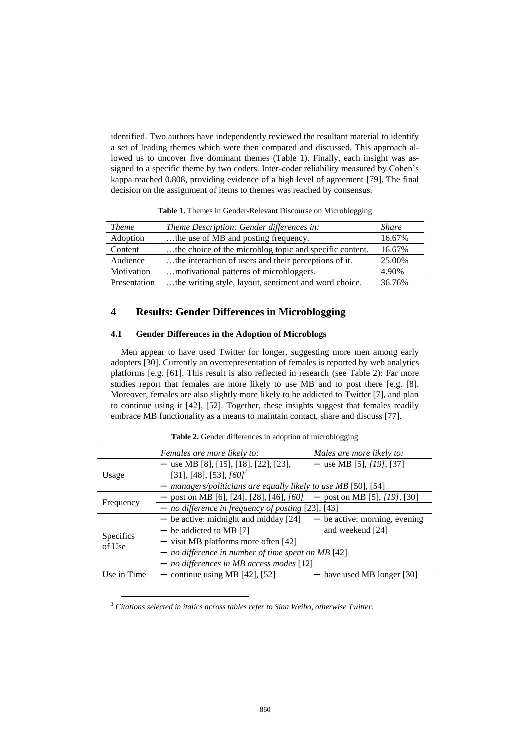identified. Two authors have independently reviewed the resultant material to identify a set of leading themes which were then compared and discussed. This approach allowed us to uncover five dominant themes (Table 1). Finally, each insight was assigned to a specific theme by two coders. Inter-coder reliability measured by Cohen's kappa reached 0.808, providing evidence of a high level of agreement [79]. The final decision on the assignment of items to themes was reached by consensus.

**Table 1.** Themes in Gender-Relevant Discourse on Microblogging

| *Theme* | *Theme Description: Gender differences in:* | *Share* |
|---|---|---|
| Adoption | …the use of MB and posting frequency. | 16.67% |
| Content | …the choice of the microblog topic and specific content. | 16.67% |
| Audience | …the interaction of users and their perceptions of it. | 25.00% |
| Motivation | …motivational patterns of microbloggers. | 4.90% |
| Presentation | …the writing style, layout, sentiment and word choice. | 36.76% |

## 4 Results: Gender Differences in Microblogging

### 4.1 Gender Differences in the Adoption of Microblogs

Men appear to have used Twitter for longer, suggesting more men among early adopters [30]. Currently an overrepresentation of females is reported by web analytics platforms [e.g. [61]. This result is also reflected in research (see Table 2): Far more studies report that females are more likely to use MB and to post there [e.g. [8]. Moreover, females are also slightly more likely to be addicted to Twitter [7], and plan to continue using it [42], [52]. Together, these insights suggest that females readily embrace MB functionality as a means to maintain contact, share and discuss [77].

**Table 2.** Gender differences in adoption of microblogging

| | *Females are more likely to:* | *Males are more likely to:* |
|---|---|---|
| Usage | − use MB [8], [15], [18], [22], [23], [31], [48], [53], *[60]*[1] | − use MB [5], *[19]*, [37] |
| | − *managers/politicians are equally likely to use MB* [50], [54] | |
| Frequency | − post on MB [6], [24], [28], [46], *[60]* | − post on MB [5], *[19]*, [30] |
| | − *no difference in frequency of posting* [23], [43] | |
| Specifics of Use | − be active: midnight and midday [24]<br>− be addicted to MB [7]<br>− visit MB platforms more often [42] | − be active: morning, evening and weekend [24] |
| | − *no difference in number of time spent on MB* [42]<br>− *no differences in MB access modes* [12] | |
| Use in Time | − continue using MB [42], [52] | − have used MB longer [30] |

[1] *Citations selected in italics across tables refer to Sina Weibo, otherwise Twitter.*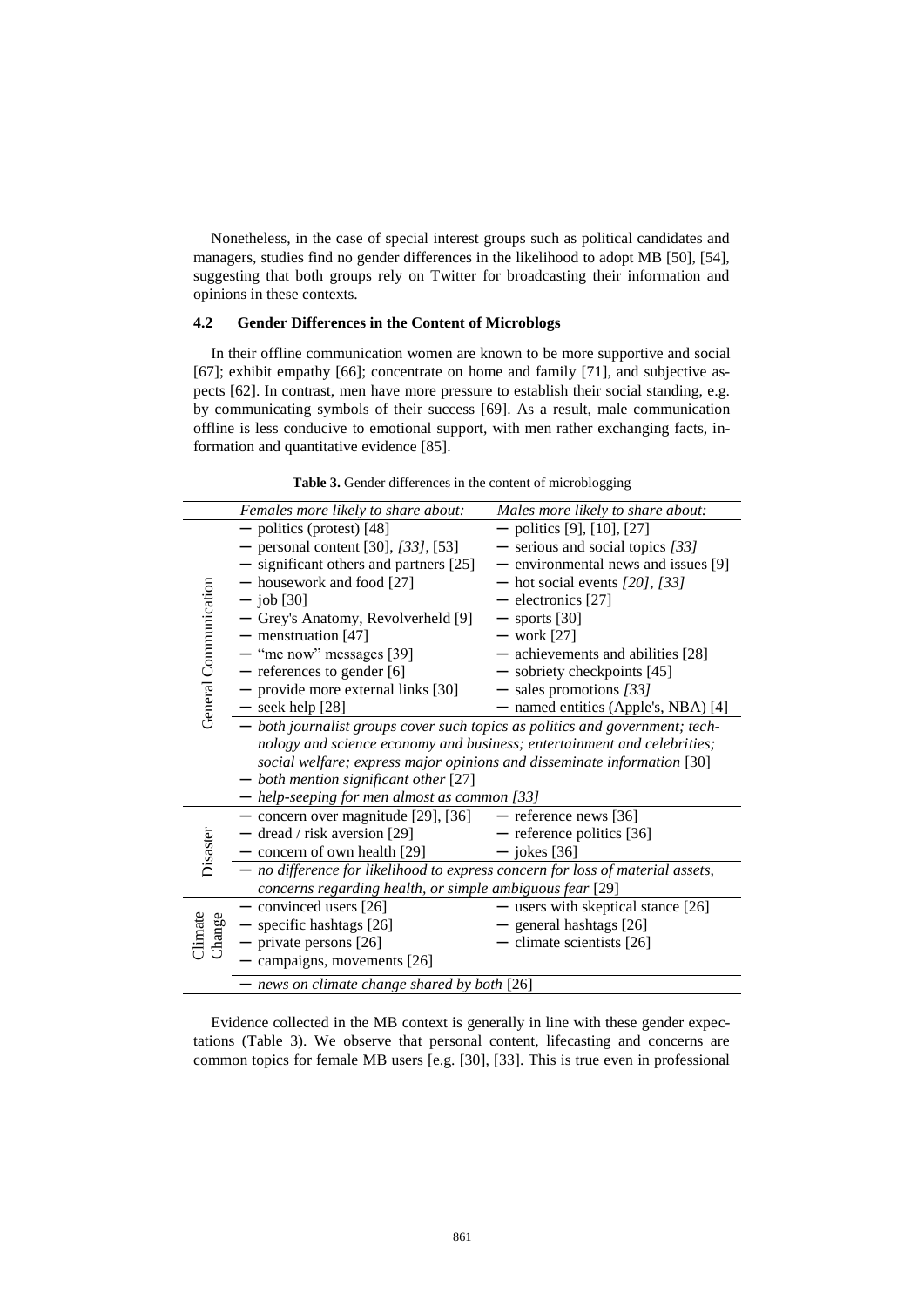Nonetheless, in the case of special interest groups such as political candidates and managers, studies find no gender differences in the likelihood to adopt MB [50], [54], suggesting that both groups rely on Twitter for broadcasting their information and opinions in these contexts.

### 4.2 Gender Differences in the Content of Microblogs

In their offline communication women are known to be more supportive and social [67]; exhibit empathy [66]; concentrate on home and family [71], and subjective aspects [62]. In contrast, men have more pressure to establish their social standing, e.g. by communicating symbols of their success [69]. As a result, male communication offline is less conducive to emotional support, with men rather exchanging facts, information and quantitative evidence [85].

**Table 3.** Gender differences in the content of microblogging

| | *Females more likely to share about:* | *Males more likely to share about:* |
|---|---|---|
| General Communication | – politics (protest) [48]<br>– personal content [30], *[33]*, [53]<br>– significant others and partners [25]<br>– housework and food [27]<br>– job [30]<br>– Grey's Anatomy, Revolverheld [9]<br>– menstruation [47]<br>– "me now" messages [39]<br>– references to gender [6]<br>– provide more external links [30]<br>– seek help [28] | – politics [9], [10], [27]<br>– serious and social topics *[33]*<br>– environmental news and issues [9]<br>– hot social events *[20]*, *[33]*<br>– electronics [27]<br>– sports [30]<br>– work [27]<br>– achievements and abilities [28]<br>– sobriety checkpoints [45]<br>– sales promotions *[33]*<br>– named entities (Apple's, NBA) [4] |
| | – *both journalist groups cover such topics as politics and government; technology and science economy and business; entertainment and celebrities; social welfare; express major opinions and disseminate information* [30]<br>– *both mention significant other* [27]<br>– *help-seeping for men almost as common [33]* | |
| Disaster | – concern over magnitude [29], [36]<br>– dread / risk aversion [29]<br>– concern of own health [29] | – reference news [36]<br>– reference politics [36]<br>– jokes [36] |
| | – *no difference for likelihood to express concern for loss of material assets, concerns regarding health, or simple ambiguous fear* [29] | |
| Climate Change | – convinced users [26]<br>– specific hashtags [26]<br>– private persons [26]<br>– campaigns, movements [26] | – users with skeptical stance [26]<br>– general hashtags [26]<br>– climate scientists [26] |
| | – *news on climate change shared by both* [26] | |

Evidence collected in the MB context is generally in line with these gender expectations (Table 3). We observe that personal content, lifecasting and concerns are common topics for female MB users [e.g. [30], [33]. This is true even in professional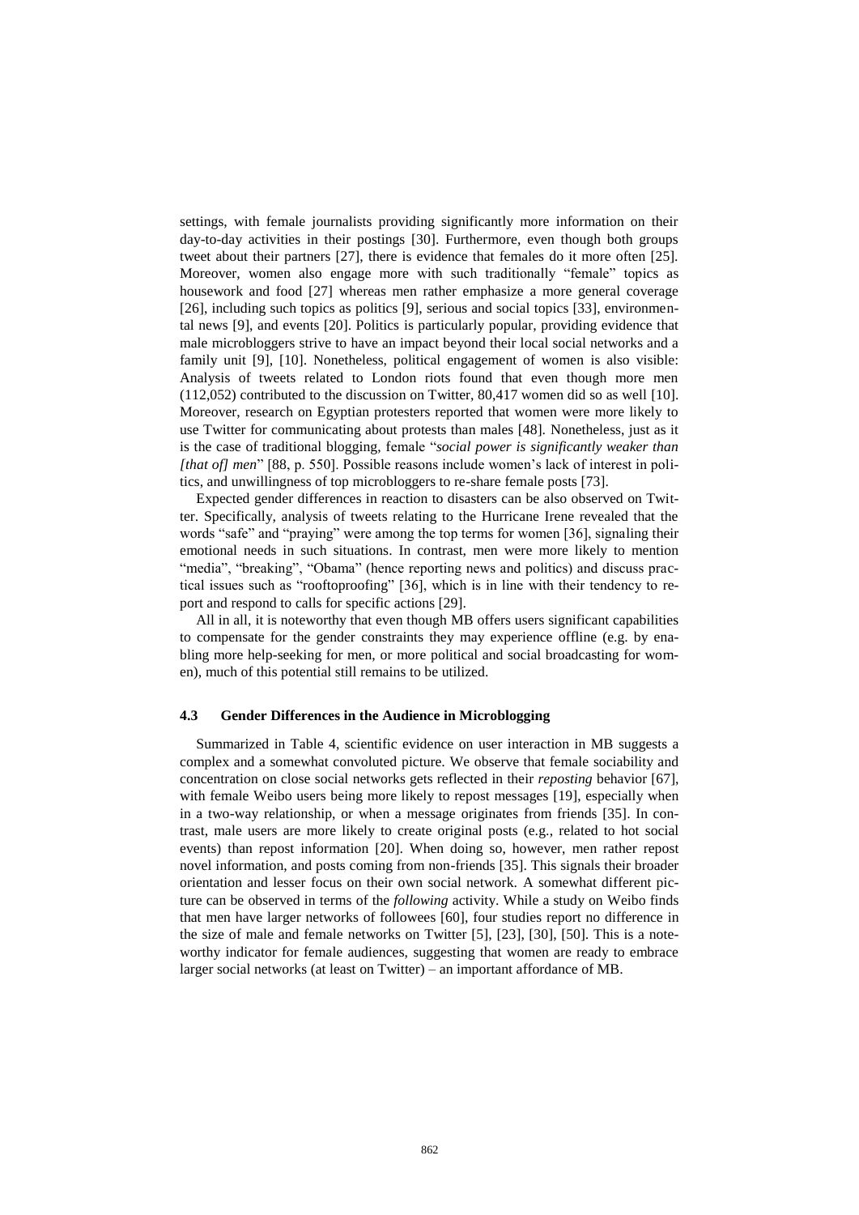settings, with female journalists providing significantly more information on their day-to-day activities in their postings [30]. Furthermore, even though both groups tweet about their partners [27], there is evidence that females do it more often [25]. Moreover, women also engage more with such traditionally "female" topics as housework and food [27] whereas men rather emphasize a more general coverage [26], including such topics as politics [9], serious and social topics [33], environmental news [9], and events [20]. Politics is particularly popular, providing evidence that male microbloggers strive to have an impact beyond their local social networks and a family unit [9], [10]. Nonetheless, political engagement of women is also visible: Analysis of tweets related to London riots found that even though more men (112,052) contributed to the discussion on Twitter, 80,417 women did so as well [10]. Moreover, research on Egyptian protesters reported that women were more likely to use Twitter for communicating about protests than males [48]. Nonetheless, just as it is the case of traditional blogging, female "*social power is significantly weaker than [that of] men*" [88, p. 550]. Possible reasons include women's lack of interest in politics, and unwillingness of top microbloggers to re-share female posts [73].

Expected gender differences in reaction to disasters can be also observed on Twitter. Specifically, analysis of tweets relating to the Hurricane Irene revealed that the words "safe" and "praying" were among the top terms for women [36], signaling their emotional needs in such situations. In contrast, men were more likely to mention "media", "breaking", "Obama" (hence reporting news and politics) and discuss practical issues such as "rooftoproofing" [36], which is in line with their tendency to report and respond to calls for specific actions [29].

All in all, it is noteworthy that even though MB offers users significant capabilities to compensate for the gender constraints they may experience offline (e.g. by enabling more help-seeking for men, or more political and social broadcasting for women), much of this potential still remains to be utilized.

### 4.3 Gender Differences in the Audience in Microblogging

Summarized in Table 4, scientific evidence on user interaction in MB suggests a complex and a somewhat convoluted picture. We observe that female sociability and concentration on close social networks gets reflected in their *reposting* behavior [67], with female Weibo users being more likely to repost messages [19], especially when in a two-way relationship, or when a message originates from friends [35]. In contrast, male users are more likely to create original posts (e.g., related to hot social events) than repost information [20]. When doing so, however, men rather repost novel information, and posts coming from non-friends [35]. This signals their broader orientation and lesser focus on their own social network. A somewhat different picture can be observed in terms of the *following* activity. While a study on Weibo finds that men have larger networks of followees [60], four studies report no difference in the size of male and female networks on Twitter [5], [23], [30], [50]. This is a noteworthy indicator for female audiences, suggesting that women are ready to embrace larger social networks (at least on Twitter) – an important affordance of MB.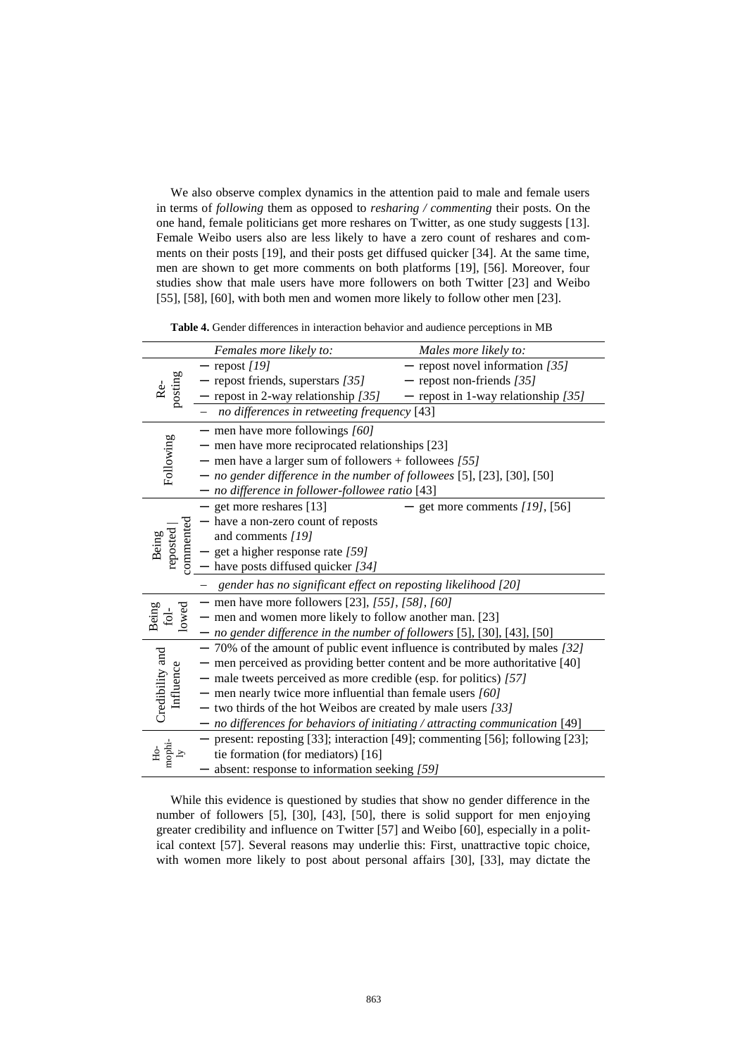We also observe complex dynamics in the attention paid to male and female users in terms of *following* them as opposed to *resharing / commenting* their posts. On the one hand, female politicians get more reshares on Twitter, as one study suggests [13]. Female Weibo users also are less likely to have a zero count of reshares and comments on their posts [19], and their posts get diffused quicker [34]. At the same time, men are shown to get more comments on both platforms [19], [56]. Moreover, four studies show that male users have more followers on both Twitter [23] and Weibo [55], [58], [60], with both men and women more likely to follow other men [23].

**Table 4.** Gender differences in interaction behavior and audience perceptions in MB

| | *Females more likely to:* | *Males more likely to:* |
|---|---|---|
| Re-posting | – repost *[19]* <br> – repost friends, superstars *[35]* <br> – repost in 2-way relationship *[35]* | – repost novel information *[35]* <br> – repost non-friends *[35]* <br> – repost in 1-way relationship *[35]* |
| | – *no differences in retweeting frequency* [43] | |
| Following | – men have more followings *[60]* <br> – men have more reciprocated relationships [23] <br> – men have a larger sum of followers + followees *[55]* <br> – *no gender difference in the number of followees* [5], [23], [30], [50] <br> – *no difference in follower-followee ratio* [43] | |
| Being reposted \| commented | – get more reshares [13] <br> – have a non-zero count of reposts and comments *[19]* <br> – get a higher response rate *[59]* <br> – have posts diffused quicker *[34]* | – get more comments *[19]*, [56] |
| | – *gender has no significant effect on reposting likelihood [20]* | |
| Being fol-lowed | – men have more followers [23], *[55]*, *[58]*, *[60]* <br> – men and women more likely to follow another man. [23] <br> – *no gender difference in the number of followers* [5], [30], [43], [50] | |
| Credibility and Influence | – 70% of the amount of public event influence is contributed by males *[32]* <br> – men perceived as providing better content and be more authoritative [40] <br> – male tweets perceived as more credible (esp. for politics) *[57]* <br> – men nearly twice more influential than female users *[60]* <br> – two thirds of the hot Weibos are created by male users *[33]* <br> – *no differences for behaviors of initiating / attracting communication* [49] | |
| Ho-mophi-ly | – present: reposting [33]; interaction [49]; commenting [56]; following [23]; tie formation (for mediators) [16] <br> – absent: response to information seeking *[59]* | |

While this evidence is questioned by studies that show no gender difference in the number of followers [5], [30], [43], [50], there is solid support for men enjoying greater credibility and influence on Twitter [57] and Weibo [60], especially in a political context [57]. Several reasons may underlie this: First, unattractive topic choice, with women more likely to post about personal affairs [30], [33], may dictate the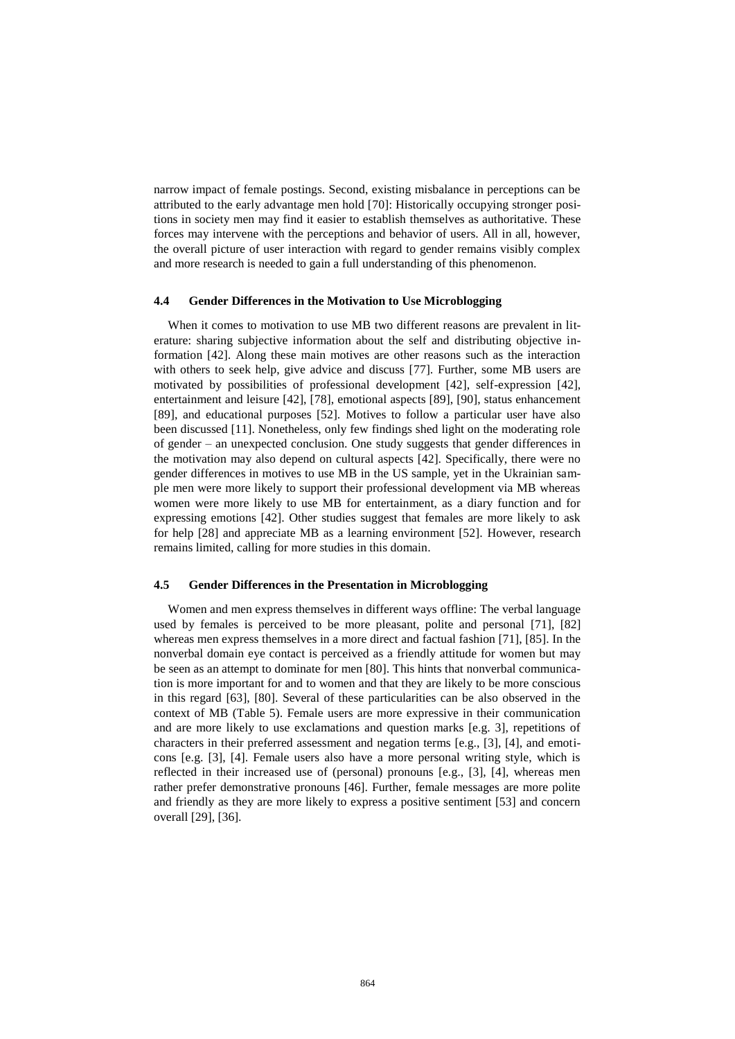narrow impact of female postings. Second, existing misbalance in perceptions can be attributed to the early advantage men hold [70]: Historically occupying stronger positions in society men may find it easier to establish themselves as authoritative. These forces may intervene with the perceptions and behavior of users. All in all, however, the overall picture of user interaction with regard to gender remains visibly complex and more research is needed to gain a full understanding of this phenomenon.

### 4.4 Gender Differences in the Motivation to Use Microblogging

When it comes to motivation to use MB two different reasons are prevalent in literature: sharing subjective information about the self and distributing objective information [42]. Along these main motives are other reasons such as the interaction with others to seek help, give advice and discuss [77]. Further, some MB users are motivated by possibilities of professional development [42], self-expression [42], entertainment and leisure [42], [78], emotional aspects [89], [90], status enhancement [89], and educational purposes [52]. Motives to follow a particular user have also been discussed [11]. Nonetheless, only few findings shed light on the moderating role of gender – an unexpected conclusion. One study suggests that gender differences in the motivation may also depend on cultural aspects [42]. Specifically, there were no gender differences in motives to use MB in the US sample, yet in the Ukrainian sample men were more likely to support their professional development via MB whereas women were more likely to use MB for entertainment, as a diary function and for expressing emotions [42]. Other studies suggest that females are more likely to ask for help [28] and appreciate MB as a learning environment [52]. However, research remains limited, calling for more studies in this domain.

### 4.5 Gender Differences in the Presentation in Microblogging

Women and men express themselves in different ways offline: The verbal language used by females is perceived to be more pleasant, polite and personal [71], [82] whereas men express themselves in a more direct and factual fashion [71], [85]. In the nonverbal domain eye contact is perceived as a friendly attitude for women but may be seen as an attempt to dominate for men [80]. This hints that nonverbal communication is more important for and to women and that they are likely to be more conscious in this regard [63], [80]. Several of these particularities can be also observed in the context of MB (Table 5). Female users are more expressive in their communication and are more likely to use exclamations and question marks [e.g. 3], repetitions of characters in their preferred assessment and negation terms [e.g., [3], [4], and emoticons [e.g. [3], [4]. Female users also have a more personal writing style, which is reflected in their increased use of (personal) pronouns [e.g., [3], [4], whereas men rather prefer demonstrative pronouns [46]. Further, female messages are more polite and friendly as they are more likely to express a positive sentiment [53] and concern overall [29], [36].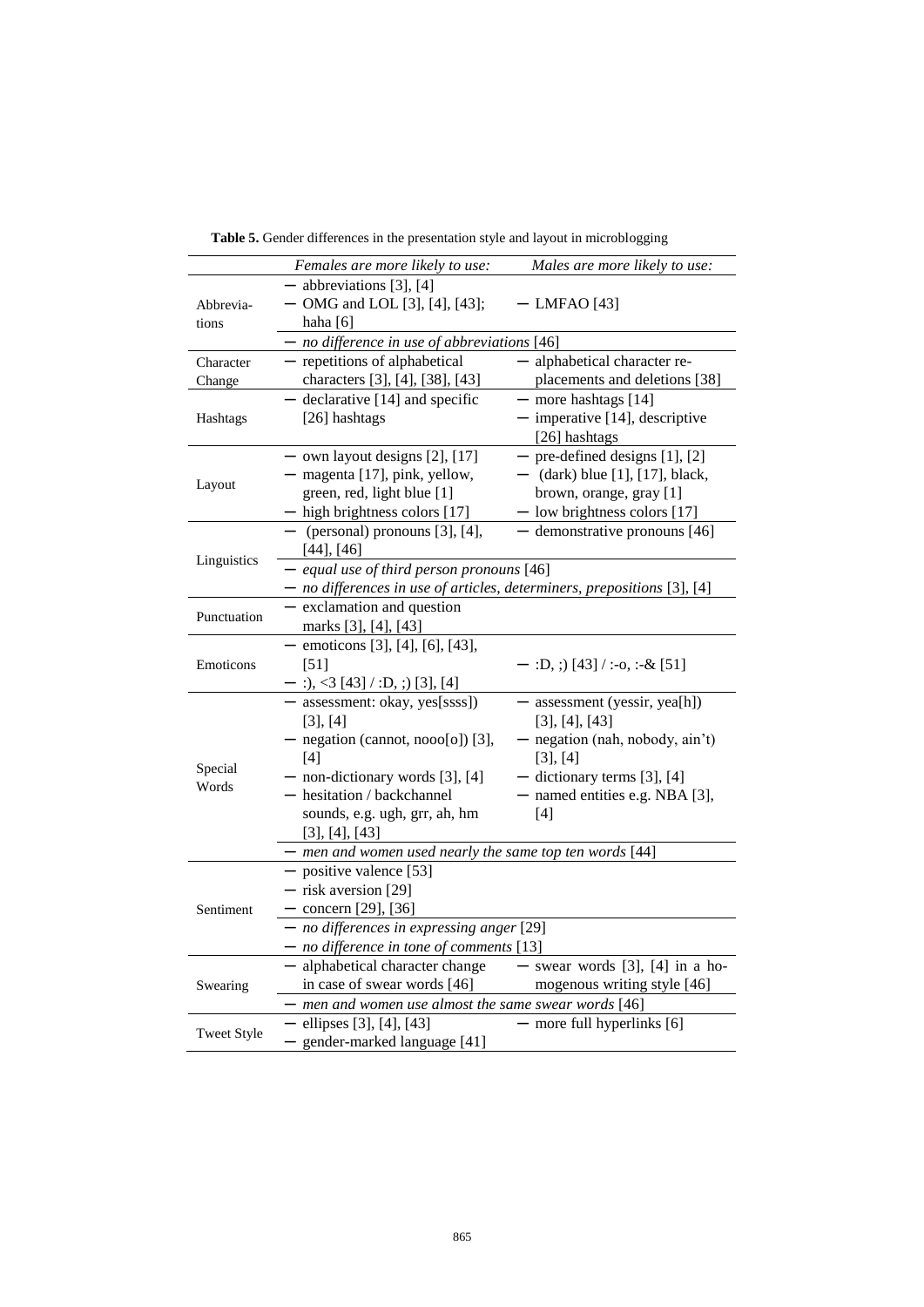**Table 5.** Gender differences in the presentation style and layout in microblogging

| | *Females are more likely to use:* | *Males are more likely to use:* |
|---|---|---|
| Abbreviations | – abbreviations [3], [4]<br>– OMG and LOL [3], [4], [43]; haha [6] | – LMFAO [43] |
| | – *no difference in use of abbreviations* [46] | |
| Character Change | – repetitions of alphabetical characters [3], [4], [38], [43] | – alphabetical character replacements and deletions [38] |
| Hashtags | – declarative [14] and specific [26] hashtags | – more hashtags [14]<br>– imperative [14], descriptive [26] hashtags |
| Layout | – own layout designs [2], [17]<br>– magenta [17], pink, yellow, green, red, light blue [1]<br>– high brightness colors [17] | – pre-defined designs [1], [2]<br>– (dark) blue [1], [17], black, brown, orange, gray [1]<br>– low brightness colors [17] |
| Linguistics | – (personal) pronouns [3], [4], [44], [46] | – demonstrative pronouns [46] |
| | – *equal use of third person pronouns* [46]<br>– *no differences in use of articles, determiners, prepositions* [3], [4] | |
| Punctuation | – exclamation and question marks [3], [4], [43] | |
| Emoticons | – emoticons [3], [4], [6], [43], [51]<br>– :), <3 [43] / :D, ;) [3], [4] | – :D, ;) [43] / :-o, :-& [51] |
| Special Words | – assessment: okay, yes[ssss]) [3], [4]<br>– negation (cannot, nooo[o]) [3], [4]<br>– non-dictionary words [3], [4]<br>– hesitation / backchannel sounds, e.g. ugh, grr, ah, hm [3], [4], [43] | – assessment (yessir, yea[h]) [3], [4], [43]<br>– negation (nah, nobody, ain't) [3], [4]<br>– dictionary terms [3], [4]<br>– named entities e.g. NBA [3], [4] |
| | – *men and women used nearly the same top ten words* [44] | |
| Sentiment | – positive valence [53]<br>– risk aversion [29]<br>– concern [29], [36] | |
| | – *no differences in expressing anger* [29]<br>– *no difference in tone of comments* [13] | |
| Swearing | – alphabetical character change in case of swear words [46] | – swear words [3], [4] in a homogenous writing style [46] |
| | – *men and women use almost the same swear words* [46] | |
| Tweet Style | – ellipses [3], [4], [43]<br>– gender-marked language [41] | – more full hyperlinks [6] |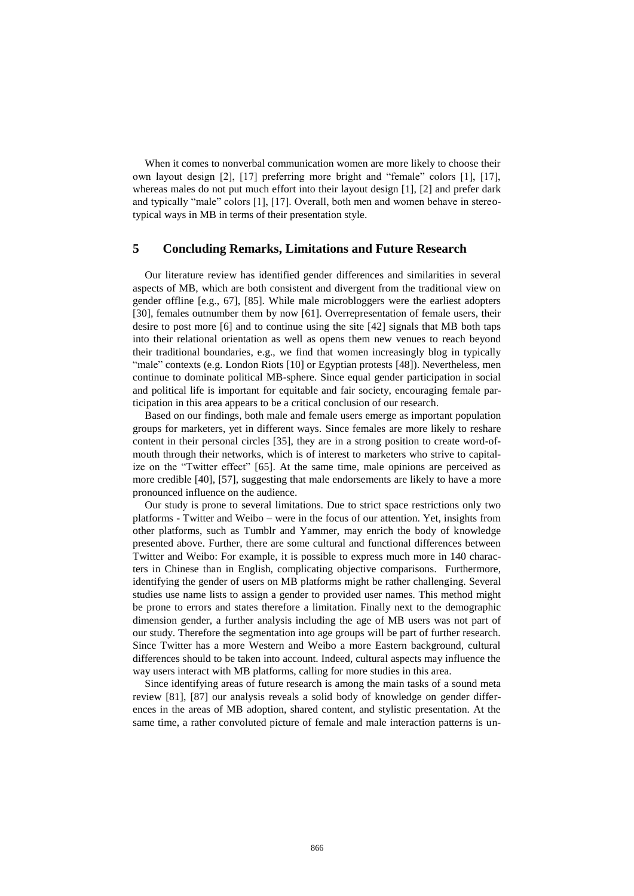When it comes to nonverbal communication women are more likely to choose their own layout design [2], [17] preferring more bright and "female" colors [1], [17], whereas males do not put much effort into their layout design [1], [2] and prefer dark and typically "male" colors [1], [17]. Overall, both men and women behave in stereotypical ways in MB in terms of their presentation style.

## 5 Concluding Remarks, Limitations and Future Research

Our literature review has identified gender differences and similarities in several aspects of MB, which are both consistent and divergent from the traditional view on gender offline [e.g., 67], [85]. While male microbloggers were the earliest adopters [30], females outnumber them by now [61]. Overrepresentation of female users, their desire to post more [6] and to continue using the site [42] signals that MB both taps into their relational orientation as well as opens them new venues to reach beyond their traditional boundaries, e.g., we find that women increasingly blog in typically "male" contexts (e.g. London Riots [10] or Egyptian protests [48]). Nevertheless, men continue to dominate political MB-sphere. Since equal gender participation in social and political life is important for equitable and fair society, encouraging female participation in this area appears to be a critical conclusion of our research.

Based on our findings, both male and female users emerge as important population groups for marketers, yet in different ways. Since females are more likely to reshare content in their personal circles [35], they are in a strong position to create word-of-mouth through their networks, which is of interest to marketers who strive to capitalize on the "Twitter effect" [65]. At the same time, male opinions are perceived as more credible [40], [57], suggesting that male endorsements are likely to have a more pronounced influence on the audience.

Our study is prone to several limitations. Due to strict space restrictions only two platforms - Twitter and Weibo – were in the focus of our attention. Yet, insights from other platforms, such as Tumblr and Yammer, may enrich the body of knowledge presented above. Further, there are some cultural and functional differences between Twitter and Weibo: For example, it is possible to express much more in 140 characters in Chinese than in English, complicating objective comparisons. Furthermore, identifying the gender of users on MB platforms might be rather challenging. Several studies use name lists to assign a gender to provided user names. This method might be prone to errors and states therefore a limitation. Finally next to the demographic dimension gender, a further analysis including the age of MB users was not part of our study. Therefore the segmentation into age groups will be part of further research. Since Twitter has a more Western and Weibo a more Eastern background, cultural differences should to be taken into account. Indeed, cultural aspects may influence the way users interact with MB platforms, calling for more studies in this area.

Since identifying areas of future research is among the main tasks of a sound meta review [81], [87] our analysis reveals a solid body of knowledge on gender differences in the areas of MB adoption, shared content, and stylistic presentation. At the same time, a rather convoluted picture of female and male interaction patterns is un-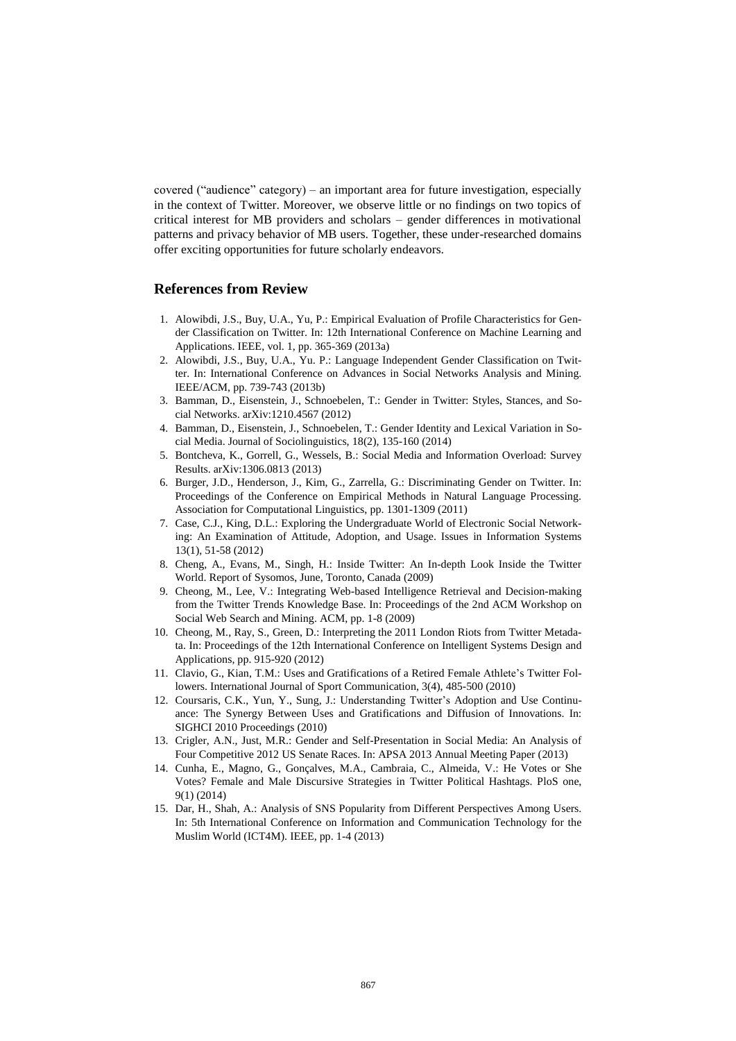covered ("audience" category) – an important area for future investigation, especially in the context of Twitter. Moreover, we observe little or no findings on two topics of critical interest for MB providers and scholars – gender differences in motivational patterns and privacy behavior of MB users. Together, these under-researched domains offer exciting opportunities for future scholarly endeavors.

## References from Review

1. Alowibdi, J.S., Buy, U.A., Yu, P.: Empirical Evaluation of Profile Characteristics for Gender Classification on Twitter. In: 12th International Conference on Machine Learning and Applications. IEEE, vol. 1, pp. 365-369 (2013a)
2. Alowibdi, J.S., Buy, U.A., Yu. P.: Language Independent Gender Classification on Twitter. In: International Conference on Advances in Social Networks Analysis and Mining. IEEE/ACM, pp. 739-743 (2013b)
3. Bamman, D., Eisenstein, J., Schnoebelen, T.: Gender in Twitter: Styles, Stances, and Social Networks. arXiv:1210.4567 (2012)
4. Bamman, D., Eisenstein, J., Schnoebelen, T.: Gender Identity and Lexical Variation in Social Media. Journal of Sociolinguistics, 18(2), 135-160 (2014)
5. Bontcheva, K., Gorrell, G., Wessels, B.: Social Media and Information Overload: Survey Results. arXiv:1306.0813 (2013)
6. Burger, J.D., Henderson, J., Kim, G., Zarrella, G.: Discriminating Gender on Twitter. In: Proceedings of the Conference on Empirical Methods in Natural Language Processing. Association for Computational Linguistics, pp. 1301-1309 (2011)
7. Case, C.J., King, D.L.: Exploring the Undergraduate World of Electronic Social Networking: An Examination of Attitude, Adoption, and Usage. Issues in Information Systems 13(1), 51-58 (2012)
8. Cheng, A., Evans, M., Singh, H.: Inside Twitter: An In-depth Look Inside the Twitter World. Report of Sysomos, June, Toronto, Canada (2009)
9. Cheong, M., Lee, V.: Integrating Web-based Intelligence Retrieval and Decision-making from the Twitter Trends Knowledge Base. In: Proceedings of the 2nd ACM Workshop on Social Web Search and Mining. ACM, pp. 1-8 (2009)
10. Cheong, M., Ray, S., Green, D.: Interpreting the 2011 London Riots from Twitter Metadata. In: Proceedings of the 12th International Conference on Intelligent Systems Design and Applications, pp. 915-920 (2012)
11. Clavio, G., Kian, T.M.: Uses and Gratifications of a Retired Female Athlete's Twitter Followers. International Journal of Sport Communication, 3(4), 485-500 (2010)
12. Coursaris, C.K., Yun, Y., Sung, J.: Understanding Twitter's Adoption and Use Continuance: The Synergy Between Uses and Gratifications and Diffusion of Innovations. In: SIGHCI 2010 Proceedings (2010)
13. Crigler, A.N., Just, M.R.: Gender and Self-Presentation in Social Media: An Analysis of Four Competitive 2012 US Senate Races. In: APSA 2013 Annual Meeting Paper (2013)
14. Cunha, E., Magno, G., Gonçalves, M.A., Cambraia, C., Almeida, V.: He Votes or She Votes? Female and Male Discursive Strategies in Twitter Political Hashtags. PloS one, 9(1) (2014)
15. Dar, H., Shah, A.: Analysis of SNS Popularity from Different Perspectives Among Users. In: 5th International Conference on Information and Communication Technology for the Muslim World (ICT4M). IEEE, pp. 1-4 (2013)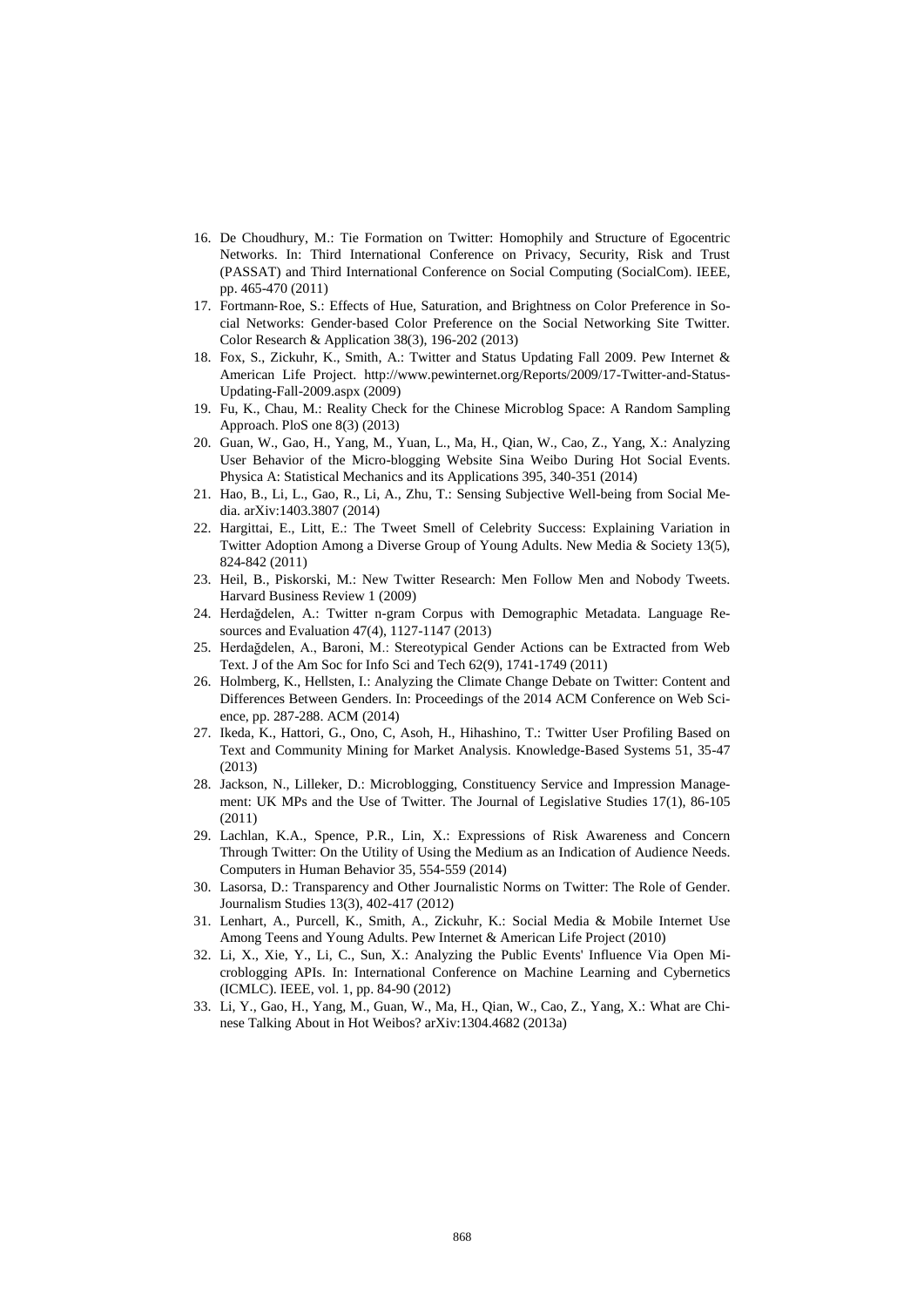16. De Choudhury, M.: Tie Formation on Twitter: Homophily and Structure of Egocentric Networks. In: Third International Conference on Privacy, Security, Risk and Trust (PASSAT) and Third International Conference on Social Computing (SocialCom). IEEE, pp. 465-470 (2011)
17. Fortmann-Roe, S.: Effects of Hue, Saturation, and Brightness on Color Preference in Social Networks: Gender-based Color Preference on the Social Networking Site Twitter. Color Research & Application 38(3), 196-202 (2013)
18. Fox, S., Zickuhr, K., Smith, A.: Twitter and Status Updating Fall 2009. Pew Internet & American Life Project. http://www.pewinternet.org/Reports/2009/17-Twitter-and-Status-Updating-Fall-2009.aspx (2009)
19. Fu, K., Chau, M.: Reality Check for the Chinese Microblog Space: A Random Sampling Approach. PloS one 8(3) (2013)
20. Guan, W., Gao, H., Yang, M., Yuan, L., Ma, H., Qian, W., Cao, Z., Yang, X.: Analyzing User Behavior of the Micro-blogging Website Sina Weibo During Hot Social Events. Physica A: Statistical Mechanics and its Applications 395, 340-351 (2014)
21. Hao, B., Li, L., Gao, R., Li, A., Zhu, T.: Sensing Subjective Well-being from Social Media. arXiv:1403.3807 (2014)
22. Hargittai, E., Litt, E.: The Tweet Smell of Celebrity Success: Explaining Variation in Twitter Adoption Among a Diverse Group of Young Adults. New Media & Society 13(5), 824-842 (2011)
23. Heil, B., Piskorski, M.: New Twitter Research: Men Follow Men and Nobody Tweets. Harvard Business Review 1 (2009)
24. Herdağdelen, A.: Twitter n-gram Corpus with Demographic Metadata. Language Resources and Evaluation 47(4), 1127-1147 (2013)
25. Herdağdelen, A., Baroni, M.: Stereotypical Gender Actions can be Extracted from Web Text. J of the Am Soc for Info Sci and Tech 62(9), 1741-1749 (2011)
26. Holmberg, K., Hellsten, I.: Analyzing the Climate Change Debate on Twitter: Content and Differences Between Genders. In: Proceedings of the 2014 ACM Conference on Web Science, pp. 287-288. ACM (2014)
27. Ikeda, K., Hattori, G., Ono, C, Asoh, H., Hihashino, T.: Twitter User Profiling Based on Text and Community Mining for Market Analysis. Knowledge-Based Systems 51, 35-47 (2013)
28. Jackson, N., Lilleker, D.: Microblogging, Constituency Service and Impression Management: UK MPs and the Use of Twitter. The Journal of Legislative Studies 17(1), 86-105 (2011)
29. Lachlan, K.A., Spence, P.R., Lin, X.: Expressions of Risk Awareness and Concern Through Twitter: On the Utility of Using the Medium as an Indication of Audience Needs. Computers in Human Behavior 35, 554-559 (2014)
30. Lasorsa, D.: Transparency and Other Journalistic Norms on Twitter: The Role of Gender. Journalism Studies 13(3), 402-417 (2012)
31. Lenhart, A., Purcell, K., Smith, A., Zickuhr, K.: Social Media & Mobile Internet Use Among Teens and Young Adults. Pew Internet & American Life Project (2010)
32. Li, X., Xie, Y., Li, C., Sun, X.: Analyzing the Public Events' Influence Via Open Microblogging APIs. In: International Conference on Machine Learning and Cybernetics (ICMLC). IEEE, vol. 1, pp. 84-90 (2012)
33. Li, Y., Gao, H., Yang, M., Guan, W., Ma, H., Qian, W., Cao, Z., Yang, X.: What are Chinese Talking About in Hot Weibos? arXiv:1304.4682 (2013a)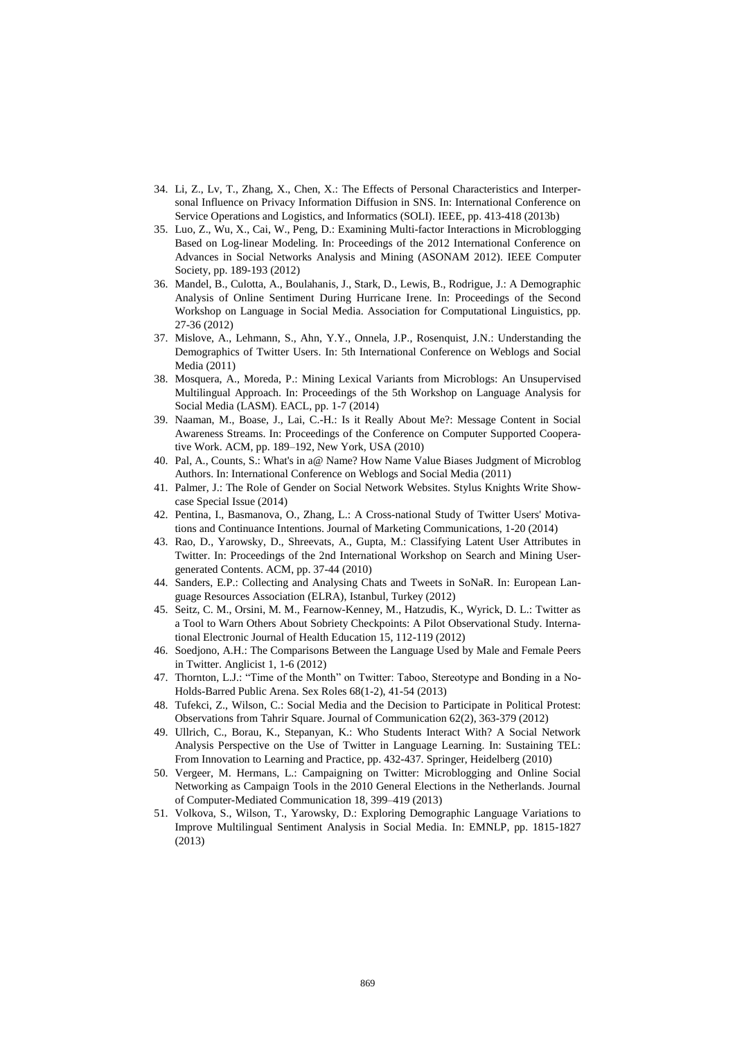34. Li, Z., Lv, T., Zhang, X., Chen, X.: The Effects of Personal Characteristics and Interpersonal Influence on Privacy Information Diffusion in SNS. In: International Conference on Service Operations and Logistics, and Informatics (SOLI). IEEE, pp. 413-418 (2013b)
35. Luo, Z., Wu, X., Cai, W., Peng, D.: Examining Multi-factor Interactions in Microblogging Based on Log-linear Modeling. In: Proceedings of the 2012 International Conference on Advances in Social Networks Analysis and Mining (ASONAM 2012). IEEE Computer Society, pp. 189-193 (2012)
36. Mandel, B., Culotta, A., Boulahanis, J., Stark, D., Lewis, B., Rodrigue, J.: A Demographic Analysis of Online Sentiment During Hurricane Irene. In: Proceedings of the Second Workshop on Language in Social Media. Association for Computational Linguistics, pp. 27-36 (2012)
37. Mislove, A., Lehmann, S., Ahn, Y.Y., Onnela, J.P., Rosenquist, J.N.: Understanding the Demographics of Twitter Users. In: 5th International Conference on Weblogs and Social Media (2011)
38. Mosquera, A., Moreda, P.: Mining Lexical Variants from Microblogs: An Unsupervised Multilingual Approach. In: Proceedings of the 5th Workshop on Language Analysis for Social Media (LASM). EACL, pp. 1-7 (2014)
39. Naaman, M., Boase, J., Lai, C.-H.: Is it Really About Me?: Message Content in Social Awareness Streams. In: Proceedings of the Conference on Computer Supported Cooperative Work. ACM, pp. 189–192, New York, USA (2010)
40. Pal, A., Counts, S.: What's in a@ Name? How Name Value Biases Judgment of Microblog Authors. In: International Conference on Weblogs and Social Media (2011)
41. Palmer, J.: The Role of Gender on Social Network Websites. Stylus Knights Write Showcase Special Issue (2014)
42. Pentina, I., Basmanova, O., Zhang, L.: A Cross-national Study of Twitter Users' Motivations and Continuance Intentions. Journal of Marketing Communications, 1-20 (2014)
43. Rao, D., Yarowsky, D., Shreevats, A., Gupta, M.: Classifying Latent User Attributes in Twitter. In: Proceedings of the 2nd International Workshop on Search and Mining User-generated Contents. ACM, pp. 37-44 (2010)
44. Sanders, E.P.: Collecting and Analysing Chats and Tweets in SoNaR. In: European Language Resources Association (ELRA), Istanbul, Turkey (2012)
45. Seitz, C. M., Orsini, M. M., Fearnow-Kenney, M., Hatzudis, K., Wyrick, D. L.: Twitter as a Tool to Warn Others About Sobriety Checkpoints: A Pilot Observational Study. International Electronic Journal of Health Education 15, 112-119 (2012)
46. Soedjono, A.H.: The Comparisons Between the Language Used by Male and Female Peers in Twitter. Anglicist 1, 1-6 (2012)
47. Thornton, L.J.: "Time of the Month" on Twitter: Taboo, Stereotype and Bonding in a No-Holds-Barred Public Arena. Sex Roles 68(1-2), 41-54 (2013)
48. Tufekci, Z., Wilson, C.: Social Media and the Decision to Participate in Political Protest: Observations from Tahrir Square. Journal of Communication 62(2), 363-379 (2012)
49. Ullrich, C., Borau, K., Stepanyan, K.: Who Students Interact With? A Social Network Analysis Perspective on the Use of Twitter in Language Learning. In: Sustaining TEL: From Innovation to Learning and Practice, pp. 432-437. Springer, Heidelberg (2010)
50. Vergeer, M. Hermans, L.: Campaigning on Twitter: Microblogging and Online Social Networking as Campaign Tools in the 2010 General Elections in the Netherlands. Journal of Computer-Mediated Communication 18, 399–419 (2013)
51. Volkova, S., Wilson, T., Yarowsky, D.: Exploring Demographic Language Variations to Improve Multilingual Sentiment Analysis in Social Media. In: EMNLP, pp. 1815-1827 (2013)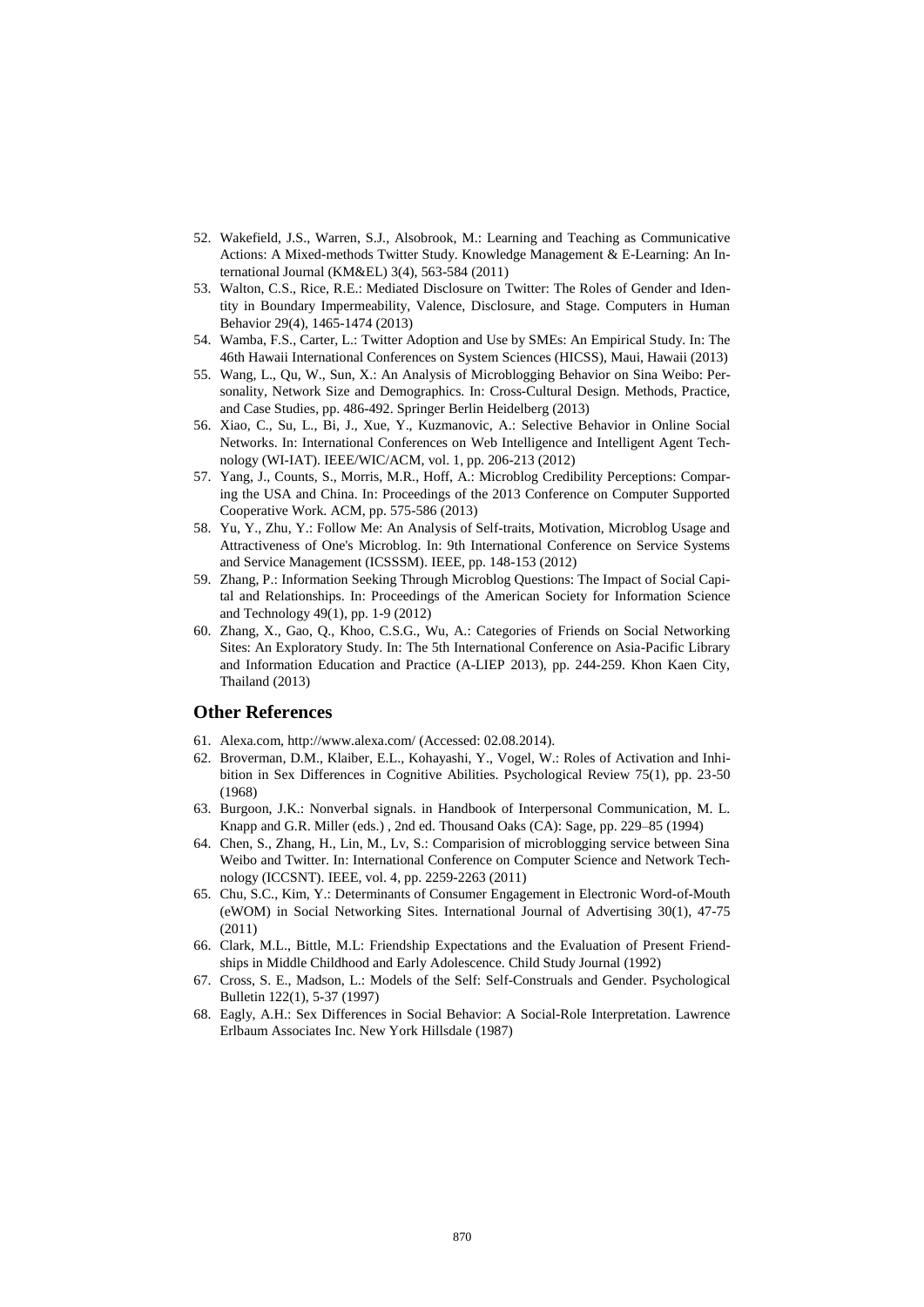52. Wakefield, J.S., Warren, S.J., Alsobrook, M.: Learning and Teaching as Communicative Actions: A Mixed-methods Twitter Study. Knowledge Management & E-Learning: An International Journal (KM&EL) 3(4), 563-584 (2011)
53. Walton, C.S., Rice, R.E.: Mediated Disclosure on Twitter: The Roles of Gender and Identity in Boundary Impermeability, Valence, Disclosure, and Stage. Computers in Human Behavior 29(4), 1465-1474 (2013)
54. Wamba, F.S., Carter, L.: Twitter Adoption and Use by SMEs: An Empirical Study. In: The 46th Hawaii International Conferences on System Sciences (HICSS), Maui, Hawaii (2013)
55. Wang, L., Qu, W., Sun, X.: An Analysis of Microblogging Behavior on Sina Weibo: Personality, Network Size and Demographics. In: Cross-Cultural Design. Methods, Practice, and Case Studies, pp. 486-492. Springer Berlin Heidelberg (2013)
56. Xiao, C., Su, L., Bi, J., Xue, Y., Kuzmanovic, A.: Selective Behavior in Online Social Networks. In: International Conferences on Web Intelligence and Intelligent Agent Technology (WI-IAT). IEEE/WIC/ACM, vol. 1, pp. 206-213 (2012)
57. Yang, J., Counts, S., Morris, M.R., Hoff, A.: Microblog Credibility Perceptions: Comparing the USA and China. In: Proceedings of the 2013 Conference on Computer Supported Cooperative Work. ACM, pp. 575-586 (2013)
58. Yu, Y., Zhu, Y.: Follow Me: An Analysis of Self-traits, Motivation, Microblog Usage and Attractiveness of One's Microblog. In: 9th International Conference on Service Systems and Service Management (ICSSSM). IEEE, pp. 148-153 (2012)
59. Zhang, P.: Information Seeking Through Microblog Questions: The Impact of Social Capital and Relationships. In: Proceedings of the American Society for Information Science and Technology 49(1), pp. 1-9 (2012)
60. Zhang, X., Gao, Q., Khoo, C.S.G., Wu, A.: Categories of Friends on Social Networking Sites: An Exploratory Study. In: The 5th International Conference on Asia-Pacific Library and Information Education and Practice (A-LIEP 2013), pp. 244-259. Khon Kaen City, Thailand (2013)

## Other References

61. Alexa.com, http://www.alexa.com/ (Accessed: 02.08.2014).
62. Broverman, D.M., Klaiber, E.L., Kohayashi, Y., Vogel, W.: Roles of Activation and Inhibition in Sex Differences in Cognitive Abilities. Psychological Review 75(1), pp. 23-50 (1968)
63. Burgoon, J.K.: Nonverbal signals. in Handbook of Interpersonal Communication, M. L. Knapp and G.R. Miller (eds.) , 2nd ed. Thousand Oaks (CA): Sage, pp. 229–85 (1994)
64. Chen, S., Zhang, H., Lin, M., Lv, S.: Comparision of microblogging service between Sina Weibo and Twitter. In: International Conference on Computer Science and Network Technology (ICCSNT). IEEE, vol. 4, pp. 2259-2263 (2011)
65. Chu, S.C., Kim, Y.: Determinants of Consumer Engagement in Electronic Word-of-Mouth (eWOM) in Social Networking Sites. International Journal of Advertising 30(1), 47-75 (2011)
66. Clark, M.L., Bittle, M.L: Friendship Expectations and the Evaluation of Present Friendships in Middle Childhood and Early Adolescence. Child Study Journal (1992)
67. Cross, S. E., Madson, L.: Models of the Self: Self-Construals and Gender. Psychological Bulletin 122(1), 5-37 (1997)
68. Eagly, A.H.: Sex Differences in Social Behavior: A Social-Role Interpretation. Lawrence Erlbaum Associates Inc. New York Hillsdale (1987)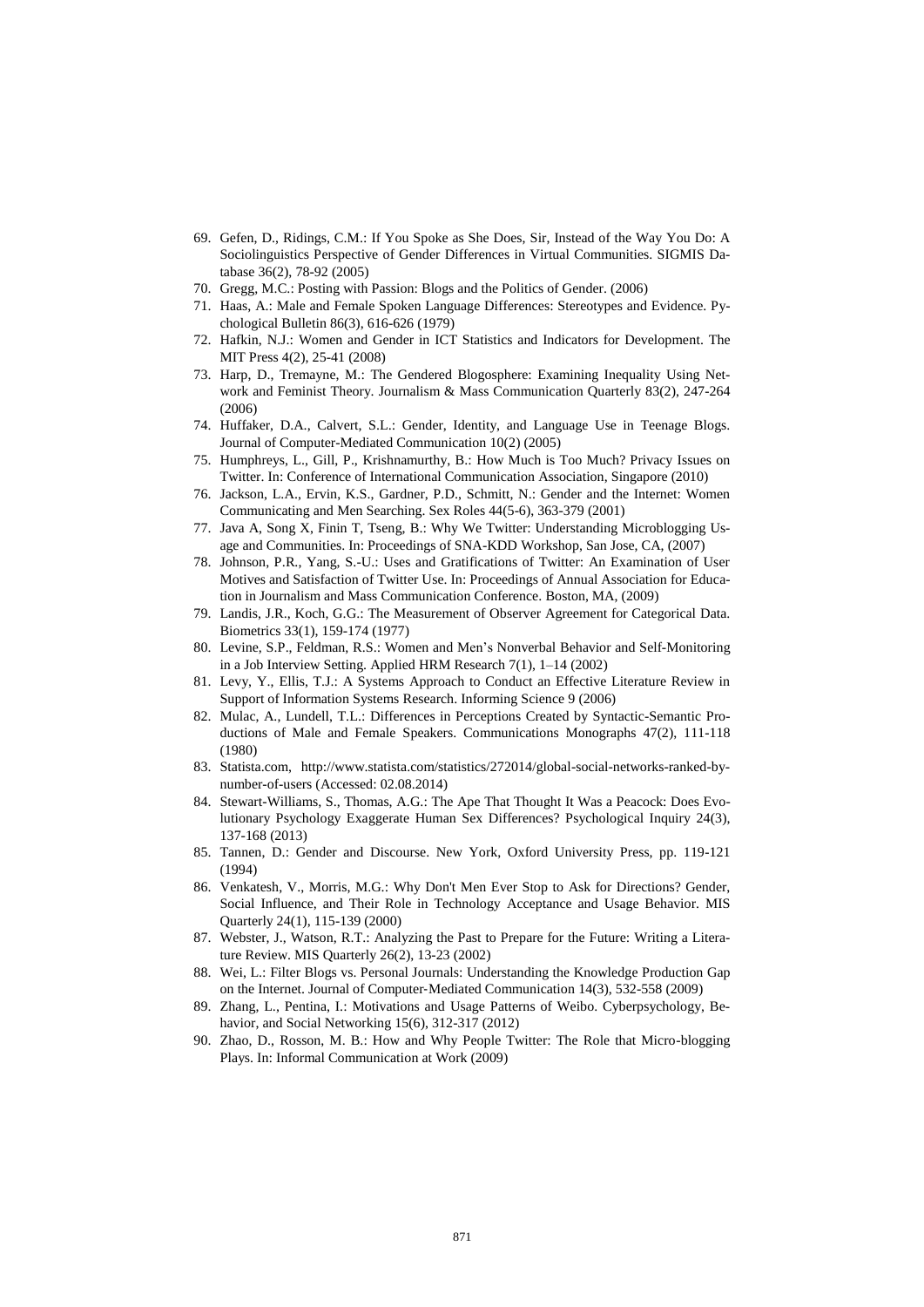69. Gefen, D., Ridings, C.M.: If You Spoke as She Does, Sir, Instead of the Way You Do: A Sociolinguistics Perspective of Gender Differences in Virtual Communities. SIGMIS Database 36(2), 78-92 (2005)
70. Gregg, M.C.: Posting with Passion: Blogs and the Politics of Gender. (2006)
71. Haas, A.: Male and Female Spoken Language Differences: Stereotypes and Evidence. Pychological Bulletin 86(3), 616-626 (1979)
72. Hafkin, N.J.: Women and Gender in ICT Statistics and Indicators for Development. The MIT Press 4(2), 25-41 (2008)
73. Harp, D., Tremayne, M.: The Gendered Blogosphere: Examining Inequality Using Network and Feminist Theory. Journalism & Mass Communication Quarterly 83(2), 247-264 (2006)
74. Huffaker, D.A., Calvert, S.L.: Gender, Identity, and Language Use in Teenage Blogs. Journal of Computer-Mediated Communication 10(2) (2005)
75. Humphreys, L., Gill, P., Krishnamurthy, B.: How Much is Too Much? Privacy Issues on Twitter. In: Conference of International Communication Association, Singapore (2010)
76. Jackson, L.A., Ervin, K.S., Gardner, P.D., Schmitt, N.: Gender and the Internet: Women Communicating and Men Searching. Sex Roles 44(5-6), 363-379 (2001)
77. Java A, Song X, Finin T, Tseng, B.: Why We Twitter: Understanding Microblogging Usage and Communities. In: Proceedings of SNA-KDD Workshop, San Jose, CA, (2007)
78. Johnson, P.R., Yang, S.-U.: Uses and Gratifications of Twitter: An Examination of User Motives and Satisfaction of Twitter Use. In: Proceedings of Annual Association for Education in Journalism and Mass Communication Conference. Boston, MA, (2009)
79. Landis, J.R., Koch, G.G.: The Measurement of Observer Agreement for Categorical Data. Biometrics 33(1), 159-174 (1977)
80. Levine, S.P., Feldman, R.S.: Women and Men's Nonverbal Behavior and Self-Monitoring in a Job Interview Setting. Applied HRM Research 7(1), 1–14 (2002)
81. Levy, Y., Ellis, T.J.: A Systems Approach to Conduct an Effective Literature Review in Support of Information Systems Research. Informing Science 9 (2006)
82. Mulac, A., Lundell, T.L.: Differences in Perceptions Created by Syntactic-Semantic Productions of Male and Female Speakers. Communications Monographs 47(2), 111-118 (1980)
83. Statista.com, http://www.statista.com/statistics/272014/global-social-networks-ranked-by-number-of-users (Accessed: 02.08.2014)
84. Stewart-Williams, S., Thomas, A.G.: The Ape That Thought It Was a Peacock: Does Evolutionary Psychology Exaggerate Human Sex Differences? Psychological Inquiry 24(3), 137-168 (2013)
85. Tannen, D.: Gender and Discourse. New York, Oxford University Press, pp. 119-121 (1994)
86. Venkatesh, V., Morris, M.G.: Why Don't Men Ever Stop to Ask for Directions? Gender, Social Influence, and Their Role in Technology Acceptance and Usage Behavior. MIS Quarterly 24(1), 115-139 (2000)
87. Webster, J., Watson, R.T.: Analyzing the Past to Prepare for the Future: Writing a Literature Review. MIS Quarterly 26(2), 13-23 (2002)
88. Wei, L.: Filter Blogs vs. Personal Journals: Understanding the Knowledge Production Gap on the Internet. Journal of Computer-Mediated Communication 14(3), 532-558 (2009)
89. Zhang, L., Pentina, I.: Motivations and Usage Patterns of Weibo. Cyberpsychology, Behavior, and Social Networking 15(6), 312-317 (2012)
90. Zhao, D., Rosson, M. B.: How and Why People Twitter: The Role that Micro-blogging Plays. In: Informal Communication at Work (2009)